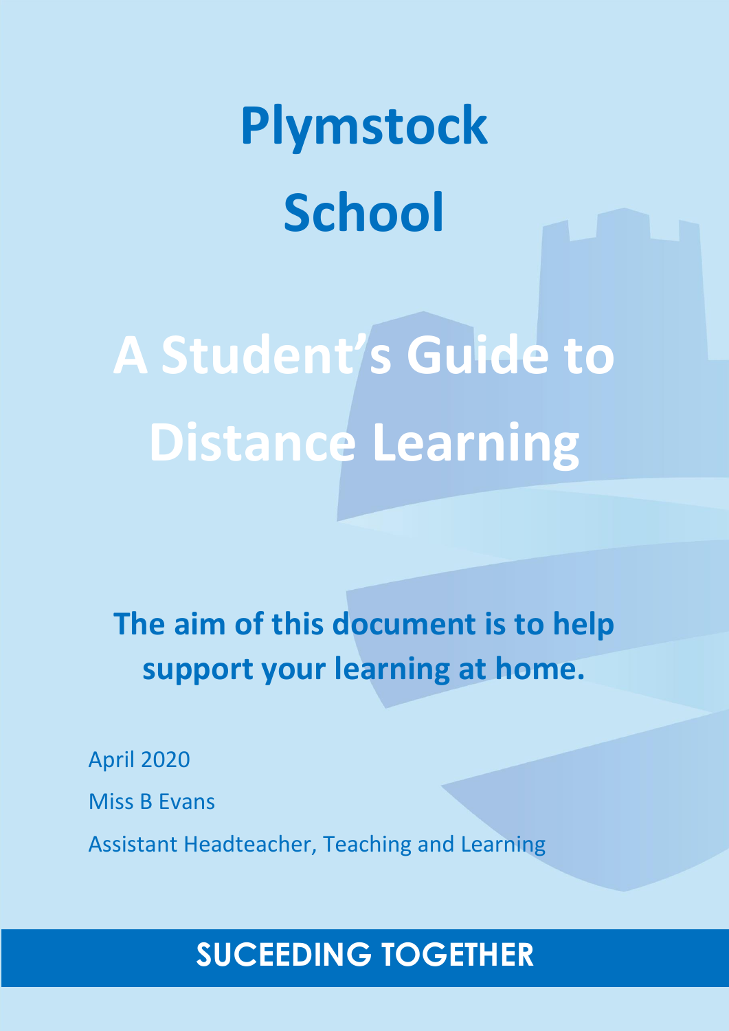# Plymstock School

# A Student's Guide to Distance Learning

**The aim of this document is to help support your learning at home.**

April 2020

Miss B Evans

Assistant Headteacher, Teaching and Learning

**SUCEEDING TOGETHER**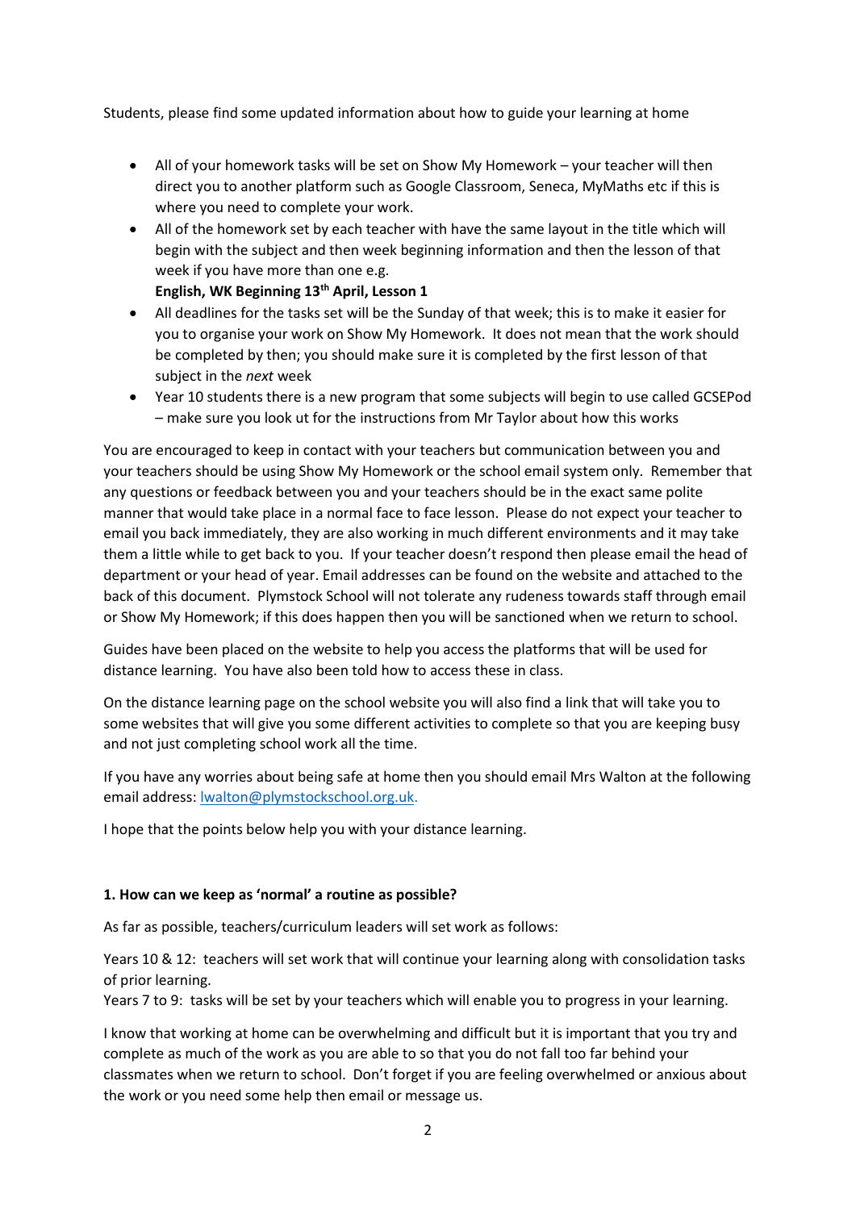Students, please find some updated information about how to guide your learning at home

- All of your homework tasks will be set on Show My Homework – your teacher will then direct you to another platform such as Google Classroom, Seneca, MyMaths etc if this is where you need to complete your work.
- All of the homework set by each teacher with have the same layout in the title which will begin with the subject and then week beginning information and then the lesson of that week if you have more than one e.g.
  **English, WK Beginning 13th April, Lesson 1**
- All deadlines for the tasks set will be the Sunday of that week; this is to make it easier for you to organise your work on Show My Homework. It does not mean that the work should be completed by then; you should make sure it is completed by the first lesson of that subject in the *next* week
- Year 10 students there is a new program that some subjects will begin to use called GCSEPod – make sure you look ut for the instructions from Mr Taylor about how this works

You are encouraged to keep in contact with your teachers but communication between you and your teachers should be using Show My Homework or the school email system only. Remember that any questions or feedback between you and your teachers should be in the exact same polite manner that would take place in a normal face to face lesson. Please do not expect your teacher to email you back immediately, they are also working in much different environments and it may take them a little while to get back to you. If your teacher doesn't respond then please email the head of department or your head of year. Email addresses can be found on the website and attached to the back of this document. Plymstock School will not tolerate any rudeness towards staff through email or Show My Homework; if this does happen then you will be sanctioned when we return to school.

Guides have been placed on the website to help you access the platforms that will be used for distance learning. You have also been told how to access these in class.

On the distance learning page on the school website you will also find a link that will take you to some websites that will give you some different activities to complete so that you are keeping busy and not just completing school work all the time.

If you have any worries about being safe at home then you should email Mrs Walton at the following email address: lwalton@plymstockschool.org.uk.

I hope that the points below help you with your distance learning.

**1. How can we keep as 'normal' a routine as possible?**

As far as possible, teachers/curriculum leaders will set work as follows:

Years 10 & 12: teachers will set work that will continue your learning along with consolidation tasks of prior learning.
Years 7 to 9: tasks will be set by your teachers which will enable you to progress in your learning.

I know that working at home can be overwhelming and difficult but it is important that you try and complete as much of the work as you are able to so that you do not fall too far behind your classmates when we return to school. Don't forget if you are feeling overwhelmed or anxious about the work or you need some help then email or message us.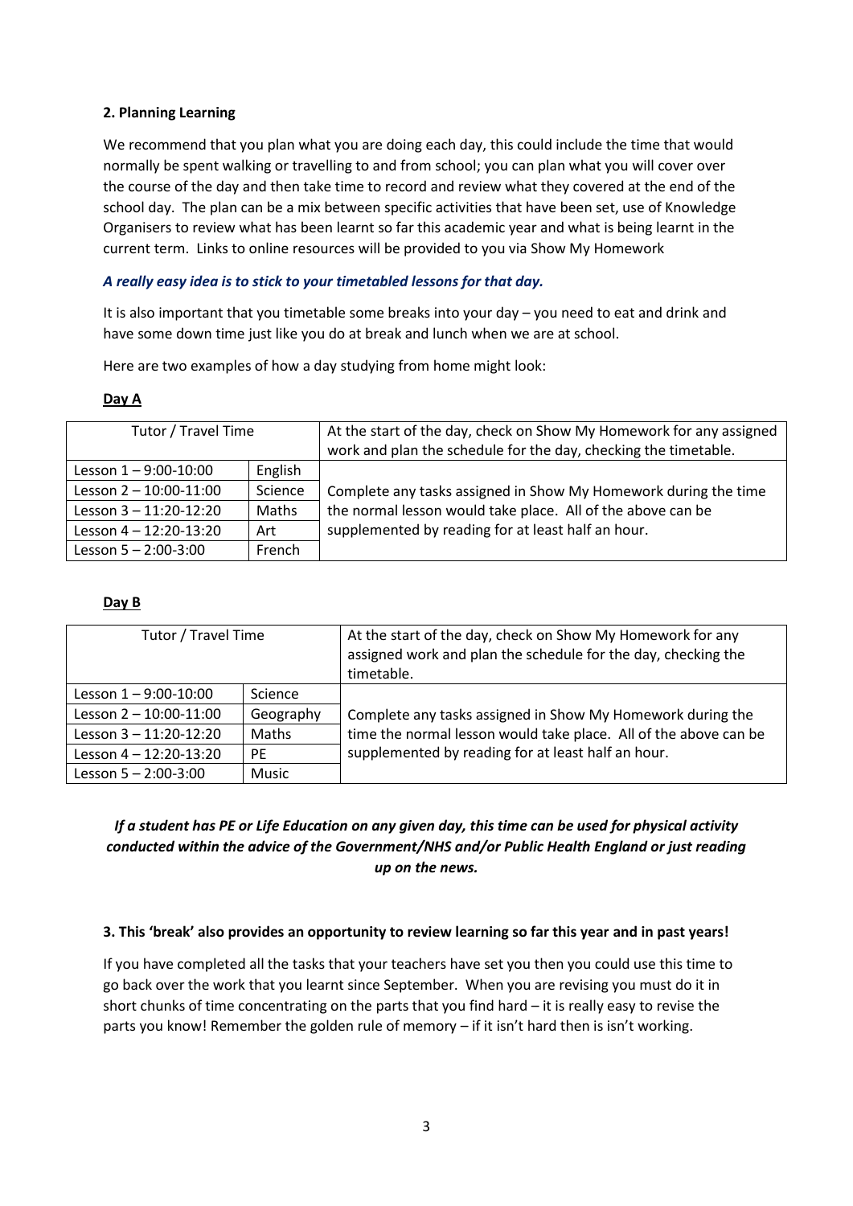**2. Planning Learning**

We recommend that you plan what you are doing each day, this could include the time that would normally be spent walking or travelling to and from school; you can plan what you will cover over the course of the day and then take time to record and review what they covered at the end of the school day. The plan can be a mix between specific activities that have been set, use of Knowledge Organisers to review what has been learnt so far this academic year and what is being learnt in the current term. Links to online resources will be provided to you via Show My Homework

***A really easy idea is to stick to your timetabled lessons for that day.***

It is also important that you timetable some breaks into your day – you need to eat and drink and have some down time just like you do at break and lunch when we are at school.

Here are two examples of how a day studying from home might look:

**Day A**

| Tutor / Travel Time | | At the start of the day, check on Show My Homework for any assigned work and plan the schedule for the day, checking the timetable. |
|---|---|---|
| Lesson 1 – 9:00-10:00 | English | Complete any tasks assigned in Show My Homework during the time the normal lesson would take place. All of the above can be supplemented by reading for at least half an hour. |
| Lesson 2 – 10:00-11:00 | Science | |
| Lesson 3 – 11:20-12:20 | Maths | |
| Lesson 4 – 12:20-13:20 | Art | |
| Lesson 5 – 2:00-3:00 | French | |

**Day B**

| Tutor / Travel Time | | At the start of the day, check on Show My Homework for any assigned work and plan the schedule for the day, checking the timetable. |
|---|---|---|
| Lesson 1 – 9:00-10:00 | Science | Complete any tasks assigned in Show My Homework during the time the normal lesson would take place. All of the above can be supplemented by reading for at least half an hour. |
| Lesson 2 – 10:00-11:00 | Geography | |
| Lesson 3 – 11:20-12:20 | Maths | |
| Lesson 4 – 12:20-13:20 | PE | |
| Lesson 5 – 2:00-3:00 | Music | |

***If a student has PE or Life Education on any given day, this time can be used for physical activity conducted within the advice of the Government/NHS and/or Public Health England or just reading up on the news.***

**3. This 'break' also provides an opportunity to review learning so far this year and in past years!**

If you have completed all the tasks that your teachers have set you then you could use this time to go back over the work that you learnt since September. When you are revising you must do it in short chunks of time concentrating on the parts that you find hard – it is really easy to revise the parts you know! Remember the golden rule of memory – if it isn't hard then is isn't working.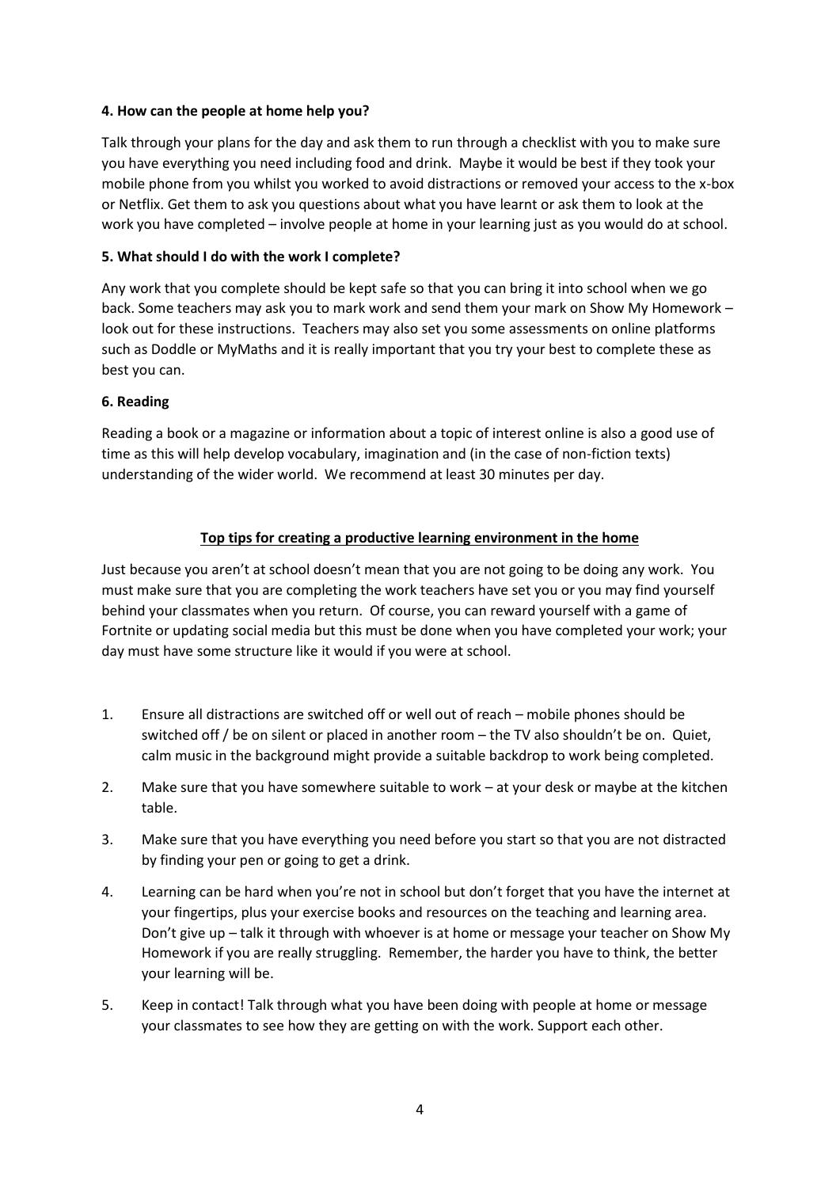### 4. How can the people at home help you?

Talk through your plans for the day and ask them to run through a checklist with you to make sure you have everything you need including food and drink. Maybe it would be best if they took your mobile phone from you whilst you worked to avoid distractions or removed your access to the x-box or Netflix. Get them to ask you questions about what you have learnt or ask them to look at the work you have completed – involve people at home in your learning just as you would do at school.

### 5. What should I do with the work I complete?

Any work that you complete should be kept safe so that you can bring it into school when we go back. Some teachers may ask you to mark work and send them your mark on Show My Homework – look out for these instructions. Teachers may also set you some assessments on online platforms such as Doddle or MyMaths and it is really important that you try your best to complete these as best you can.

### 6. Reading

Reading a book or a magazine or information about a topic of interest online is also a good use of time as this will help develop vocabulary, imagination and (in the case of non-fiction texts) understanding of the wider world. We recommend at least 30 minutes per day.

## Top tips for creating a productive learning environment in the home

Just because you aren't at school doesn't mean that you are not going to be doing any work. You must make sure that you are completing the work teachers have set you or you may find yourself behind your classmates when you return. Of course, you can reward yourself with a game of Fortnite or updating social media but this must be done when you have completed your work; your day must have some structure like it would if you were at school.

1. Ensure all distractions are switched off or well out of reach – mobile phones should be switched off / be on silent or placed in another room – the TV also shouldn't be on. Quiet, calm music in the background might provide a suitable backdrop to work being completed.
2. Make sure that you have somewhere suitable to work – at your desk or maybe at the kitchen table.
3. Make sure that you have everything you need before you start so that you are not distracted by finding your pen or going to get a drink.
4. Learning can be hard when you're not in school but don't forget that you have the internet at your fingertips, plus your exercise books and resources on the teaching and learning area. Don't give up – talk it through with whoever is at home or message your teacher on Show My Homework if you are really struggling. Remember, the harder you have to think, the better your learning will be.
5. Keep in contact! Talk through what you have been doing with people at home or message your classmates to see how they are getting on with the work. Support each other.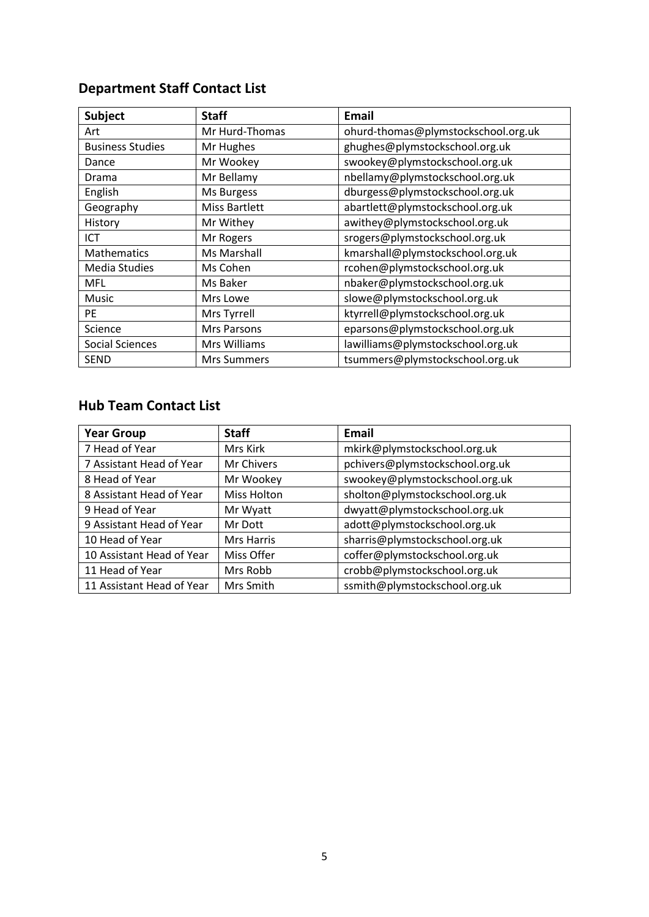## Department Staff Contact List

| Subject | Staff | Email |
| --- | --- | --- |
| Art | Mr Hurd-Thomas | ohurd-thomas@plymstockschool.org.uk |
| Business Studies | Mr Hughes | ghughes@plymstockschool.org.uk |
| Dance | Mr Wookey | swookey@plymstockschool.org.uk |
| Drama | Mr Bellamy | nbellamy@plymstockschool.org.uk |
| English | Ms Burgess | dburgess@plymstockschool.org.uk |
| Geography | Miss Bartlett | abartlett@plymstockschool.org.uk |
| History | Mr Withey | awithey@plymstockschool.org.uk |
| ICT | Mr Rogers | srogers@plymstockschool.org.uk |
| Mathematics | Ms Marshall | kmarshall@plymstockschool.org.uk |
| Media Studies | Ms Cohen | rcohen@plymstockschool.org.uk |
| MFL | Ms Baker | nbaker@plymstockschool.org.uk |
| Music | Mrs Lowe | slowe@plymstockschool.org.uk |
| PE | Mrs Tyrrell | ktyrrell@plymstockschool.org.uk |
| Science | Mrs Parsons | eparsons@plymstockschool.org.uk |
| Social Sciences | Mrs Williams | lawilliams@plymstockschool.org.uk |
| SEND | Mrs Summers | tsummers@plymstockschool.org.uk |

## Hub Team Contact List

| Year Group | Staff | Email |
| --- | --- | --- |
| 7 Head of Year | Mrs Kirk | mkirk@plymstockschool.org.uk |
| 7 Assistant Head of Year | Mr Chivers | pchivers@plymstockschool.org.uk |
| 8 Head of Year | Mr Wookey | swookey@plymstockschool.org.uk |
| 8 Assistant Head of Year | Miss Holton | sholton@plymstockschool.org.uk |
| 9 Head of Year | Mr Wyatt | dwyatt@plymstockschool.org.uk |
| 9 Assistant Head of Year | Mr Dott | adott@plymstockschool.org.uk |
| 10 Head of Year | Mrs Harris | sharris@plymstockschool.org.uk |
| 10 Assistant Head of Year | Miss Offer | coffer@plymstockschool.org.uk |
| 11 Head of Year | Mrs Robb | crobb@plymstockschool.org.uk |
| 11 Assistant Head of Year | Mrs Smith | ssmith@plymstockschool.org.uk |